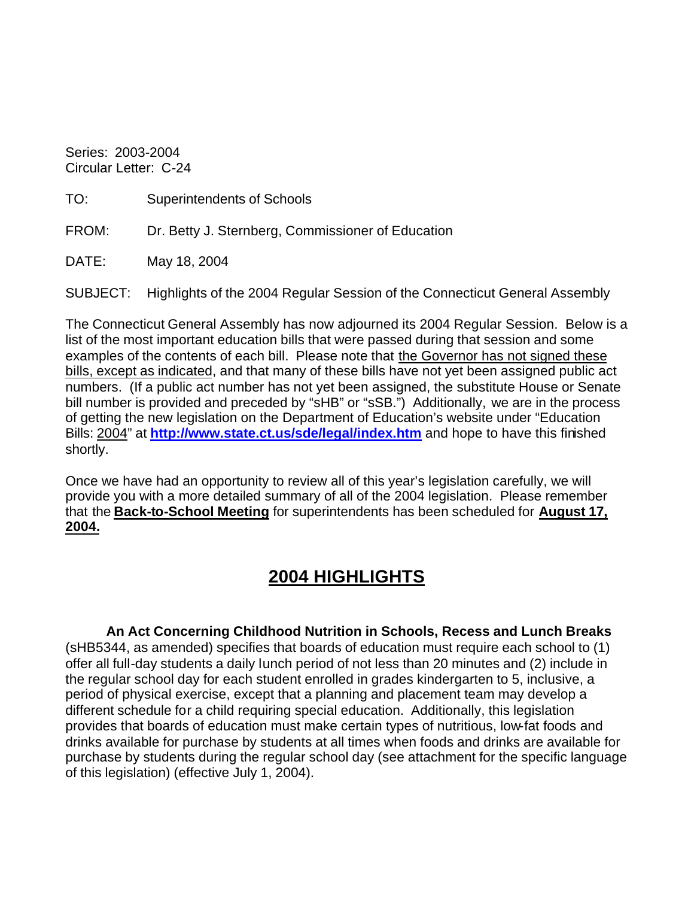Series: 2003-2004
Circular Letter: C-24

TO: Superintendents of Schools

FROM: Dr. Betty J. Sternberg, Commissioner of Education

DATE: May 18, 2004

SUBJECT: Highlights of the 2004 Regular Session of the Connecticut General Assembly

The Connecticut General Assembly has now adjourned its 2004 Regular Session. Below is a list of the most important education bills that were passed during that session and some examples of the contents of each bill. Please note that the Governor has not signed these bills, except as indicated, and that many of these bills have not yet been assigned public act numbers. (If a public act number has not yet been assigned, the substitute House or Senate bill number is provided and preceded by "sHB" or "sSB.") Additionally, we are in the process of getting the new legislation on the Department of Education's website under "Education Bills: 2004" at **http://www.state.ct.us/sde/legal/index.htm** and hope to have this finished shortly.

Once we have had an opportunity to review all of this year's legislation carefully, we will provide you with a more detailed summary of all of the 2004 legislation. Please remember that the **Back-to-School Meeting** for superintendents has been scheduled for **August 17, 2004.**

## 2004 HIGHLIGHTS

**An Act Concerning Childhood Nutrition in Schools, Recess and Lunch Breaks** (sHB5344, as amended) specifies that boards of education must require each school to (1) offer all full-day students a daily lunch period of not less than 20 minutes and (2) include in the regular school day for each student enrolled in grades kindergarten to 5, inclusive, a period of physical exercise, except that a planning and placement team may develop a different schedule for a child requiring special education. Additionally, this legislation provides that boards of education must make certain types of nutritious, low-fat foods and drinks available for purchase by students at all times when foods and drinks are available for purchase by students during the regular school day (see attachment for the specific language of this legislation) (effective July 1, 2004).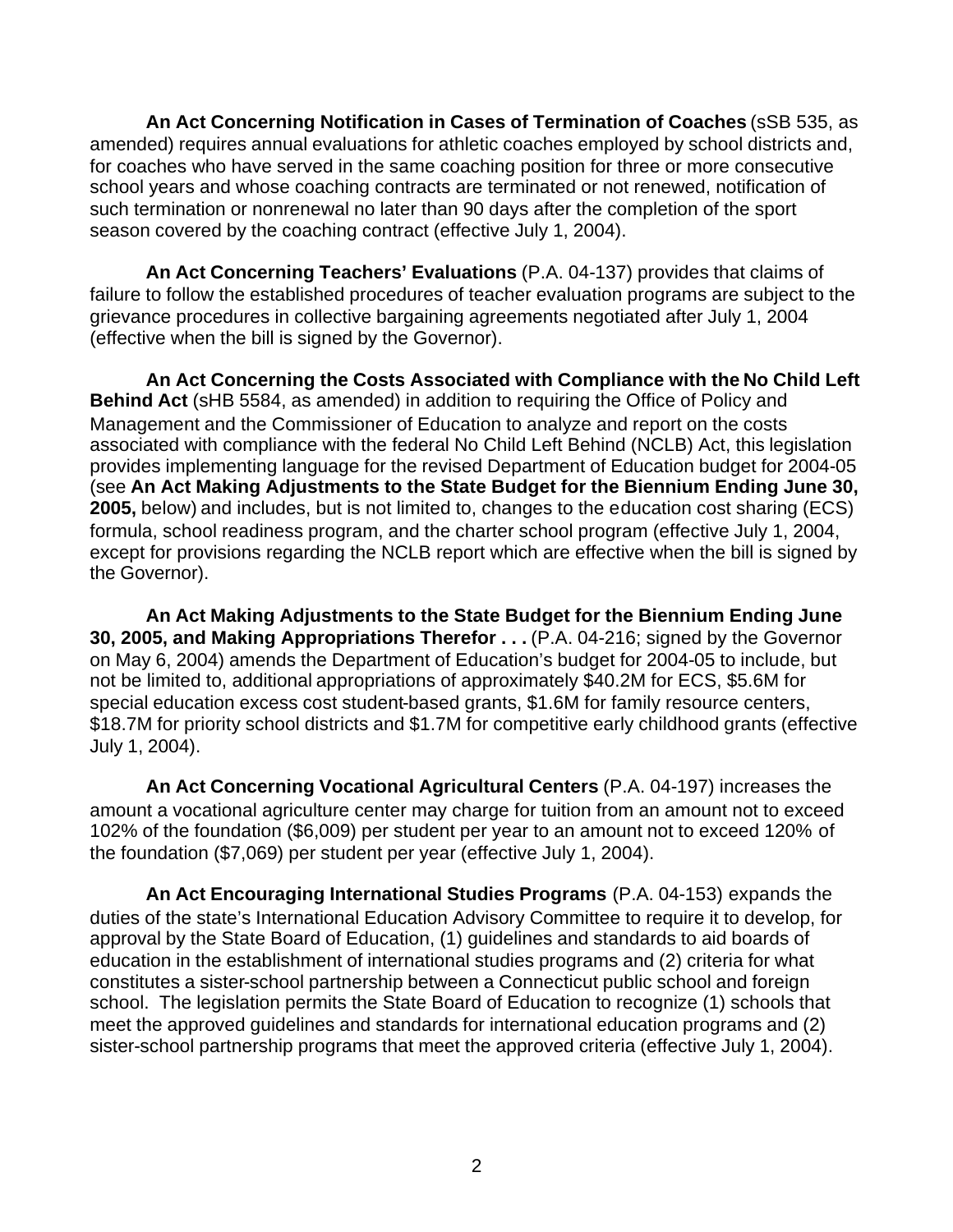**An Act Concerning Notification in Cases of Termination of Coaches** (sSB 535, as amended) requires annual evaluations for athletic coaches employed by school districts and, for coaches who have served in the same coaching position for three or more consecutive school years and whose coaching contracts are terminated or not renewed, notification of such termination or nonrenewal no later than 90 days after the completion of the sport season covered by the coaching contract (effective July 1, 2004).

**An Act Concerning Teachers' Evaluations** (P.A. 04-137) provides that claims of failure to follow the established procedures of teacher evaluation programs are subject to the grievance procedures in collective bargaining agreements negotiated after July 1, 2004 (effective when the bill is signed by the Governor).

**An Act Concerning the Costs Associated with Compliance with the No Child Left Behind Act** (sHB 5584, as amended) in addition to requiring the Office of Policy and Management and the Commissioner of Education to analyze and report on the costs associated with compliance with the federal No Child Left Behind (NCLB) Act, this legislation provides implementing language for the revised Department of Education budget for 2004-05 (see **An Act Making Adjustments to the State Budget for the Biennium Ending June 30, 2005,** below) and includes, but is not limited to, changes to the education cost sharing (ECS) formula, school readiness program, and the charter school program (effective July 1, 2004, except for provisions regarding the NCLB report which are effective when the bill is signed by the Governor).

**An Act Making Adjustments to the State Budget for the Biennium Ending June 30, 2005, and Making Appropriations Therefor . . .** (P.A. 04-216; signed by the Governor on May 6, 2004) amends the Department of Education's budget for 2004-05 to include, but not be limited to, additional appropriations of approximately $40.2M for ECS, $5.6M for special education excess cost student-based grants, $1.6M for family resource centers, $18.7M for priority school districts and $1.7M for competitive early childhood grants (effective July 1, 2004).

**An Act Concerning Vocational Agricultural Centers** (P.A. 04-197) increases the amount a vocational agriculture center may charge for tuition from an amount not to exceed 102% of the foundation ($6,009) per student per year to an amount not to exceed 120% of the foundation ($7,069) per student per year (effective July 1, 2004).

**An Act Encouraging International Studies Programs** (P.A. 04-153) expands the duties of the state's International Education Advisory Committee to require it to develop, for approval by the State Board of Education, (1) guidelines and standards to aid boards of education in the establishment of international studies programs and (2) criteria for what constitutes a sister-school partnership between a Connecticut public school and foreign school. The legislation permits the State Board of Education to recognize (1) schools that meet the approved guidelines and standards for international education programs and (2) sister-school partnership programs that meet the approved criteria (effective July 1, 2004).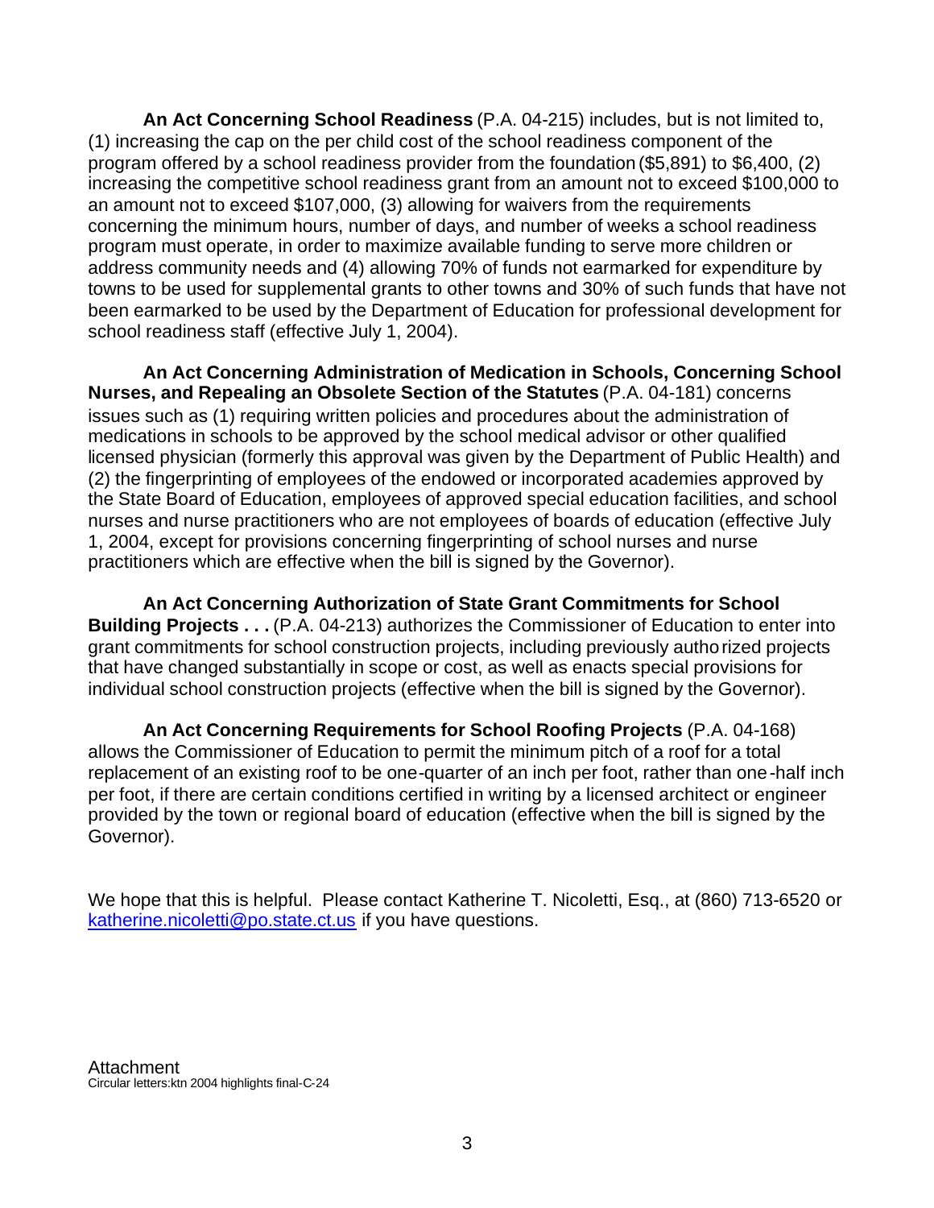**An Act Concerning School Readiness** (P.A. 04-215) includes, but is not limited to, (1) increasing the cap on the per child cost of the school readiness component of the program offered by a school readiness provider from the foundation ($5,891) to $6,400, (2) increasing the competitive school readiness grant from an amount not to exceed $100,000 to an amount not to exceed $107,000, (3) allowing for waivers from the requirements concerning the minimum hours, number of days, and number of weeks a school readiness program must operate, in order to maximize available funding to serve more children or address community needs and (4) allowing 70% of funds not earmarked for expenditure by towns to be used for supplemental grants to other towns and 30% of such funds that have not been earmarked to be used by the Department of Education for professional development for school readiness staff (effective July 1, 2004).

**An Act Concerning Administration of Medication in Schools, Concerning School Nurses, and Repealing an Obsolete Section of the Statutes** (P.A. 04-181) concerns issues such as (1) requiring written policies and procedures about the administration of medications in schools to be approved by the school medical advisor or other qualified licensed physician (formerly this approval was given by the Department of Public Health) and (2) the fingerprinting of employees of the endowed or incorporated academies approved by the State Board of Education, employees of approved special education facilities, and school nurses and nurse practitioners who are not employees of boards of education (effective July 1, 2004, except for provisions concerning fingerprinting of school nurses and nurse practitioners which are effective when the bill is signed by the Governor).

**An Act Concerning Authorization of State Grant Commitments for School Building Projects . . .** (P.A. 04-213) authorizes the Commissioner of Education to enter into grant commitments for school construction projects, including previously authorized projects that have changed substantially in scope or cost, as well as enacts special provisions for individual school construction projects (effective when the bill is signed by the Governor).

**An Act Concerning Requirements for School Roofing Projects** (P.A. 04-168) allows the Commissioner of Education to permit the minimum pitch of a roof for a total replacement of an existing roof to be one-quarter of an inch per foot, rather than one-half inch per foot, if there are certain conditions certified in writing by a licensed architect or engineer provided by the town or regional board of education (effective when the bill is signed by the Governor).

We hope that this is helpful. Please contact Katherine T. Nicoletti, Esq., at (860) 713-6520 or katherine.nicoletti@po.state.ct.us if you have questions.

Attachment
Circular letters:ktn 2004 highlights final-C-24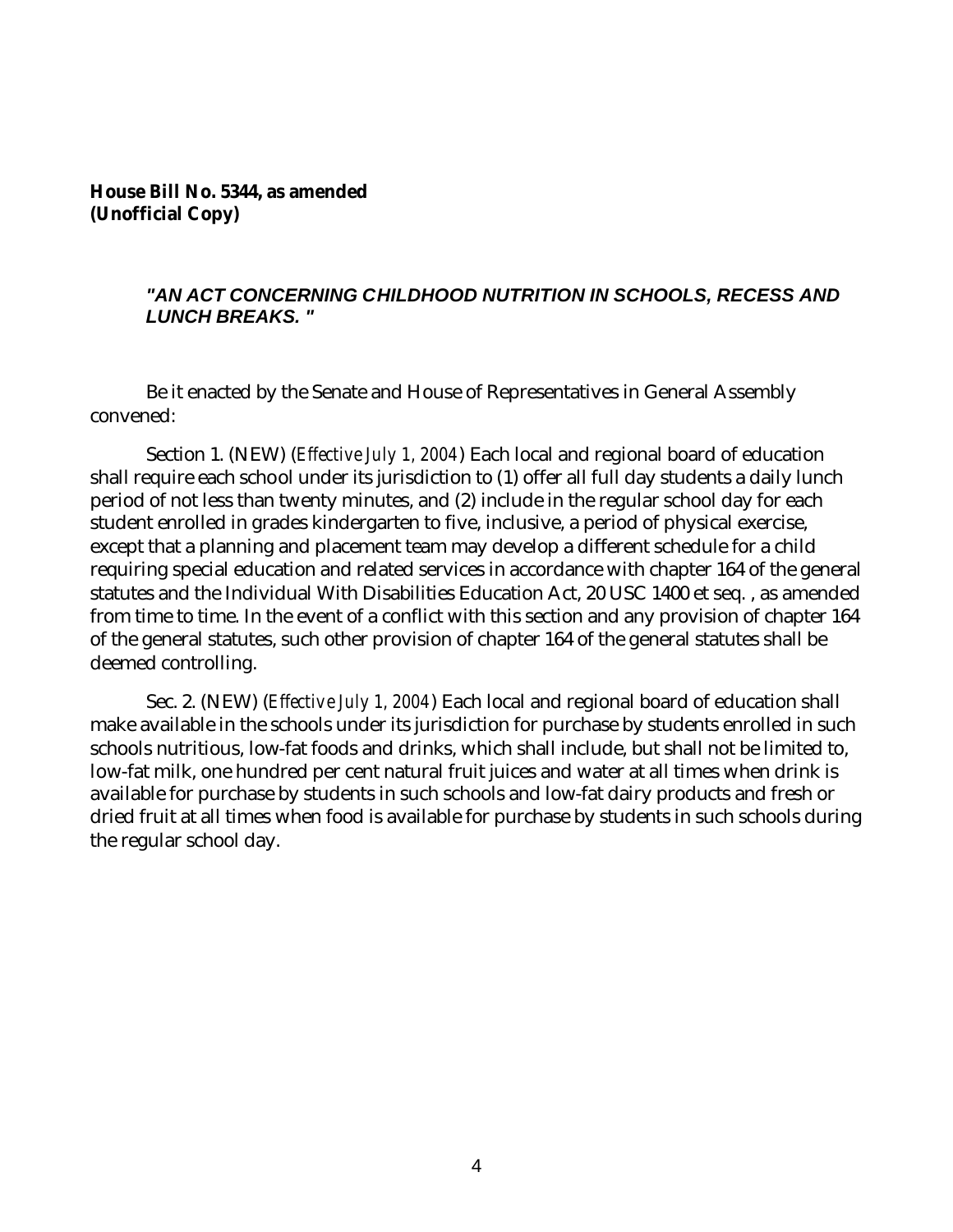**House Bill No. 5344, as amended**
**(Unofficial Copy)**

***"AN ACT CONCERNING CHILDHOOD NUTRITION IN SCHOOLS, RECESS AND LUNCH BREAKS. "***

Be it enacted by the Senate and House of Representatives in General Assembly convened:

Section 1. (NEW) (*Effective July 1, 2004*) Each local and regional board of education shall require each school under its jurisdiction to (1) offer all full day students a daily lunch period of not less than twenty minutes, and (2) include in the regular school day for each student enrolled in grades kindergarten to five, inclusive, a period of physical exercise, except that a planning and placement team may develop a different schedule for a child requiring special education and related services in accordance with chapter 164 of the general statutes and the Individual With Disabilities Education Act, 20 USC 1400 et seq. , as amended from time to time. In the event of a conflict with this section and any provision of chapter 164 of the general statutes, such other provision of chapter 164 of the general statutes shall be deemed controlling.

Sec. 2. (NEW) (*Effective July 1, 2004*) Each local and regional board of education shall make available in the schools under its jurisdiction for purchase by students enrolled in such schools nutritious, low-fat foods and drinks, which shall include, but shall not be limited to, low-fat milk, one hundred per cent natural fruit juices and water at all times when drink is available for purchase by students in such schools and low-fat dairy products and fresh or dried fruit at all times when food is available for purchase by students in such schools during the regular school day.